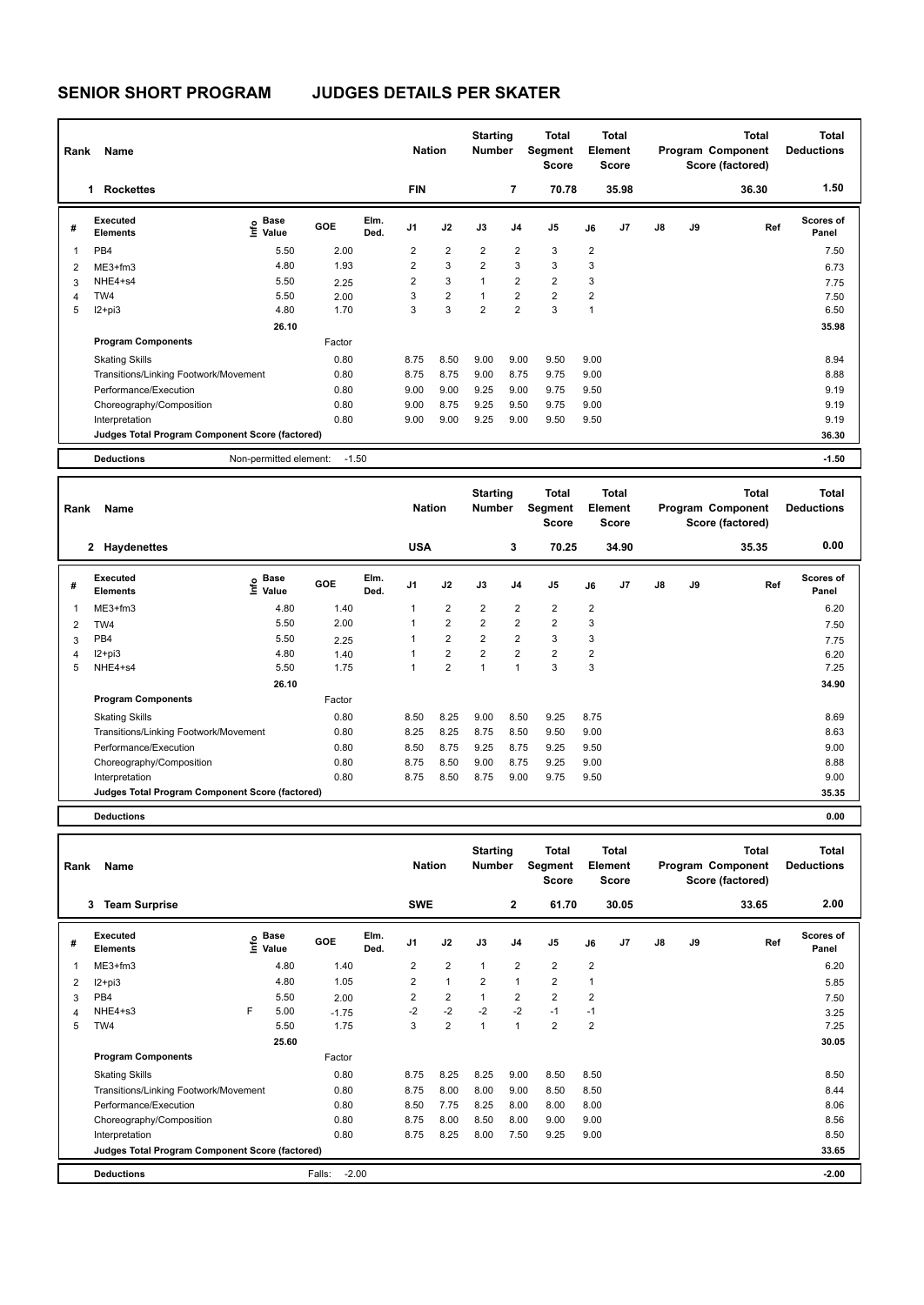# SENIOR SHORT PROGRAM JUDGES DETAILS PER SKATER

| Rank | Name | Nation | Starting Number | Total Segment Score | Total Element Score | Total Program Component Score (factored) | Total Deductions |
|---|---|---|---|---|---|---|---|
| 1 | Rockettes | FIN | 7 | 70.78 | 35.98 | 36.30 | 1.50 |

| # | Executed Elements | Info | Base Value | GOE | Elm. Ded. | J1 | J2 | J3 | J4 | J5 | J6 | J7 | J8 | J9 | Ref | Scores of Panel |
|---|---|---|---|---|---|---|---|---|---|---|---|---|---|---|---|---|
| 1 | PB4 | | 5.50 | 2.00 | | 2 | 2 | 2 | 2 | 3 | 2 | | | | | 7.50 |
| 2 | ME3+fm3 | | 4.80 | 1.93 | | 2 | 3 | 2 | 3 | 3 | 3 | | | | | 6.73 |
| 3 | NHE4+s4 | | 5.50 | 2.25 | | 2 | 3 | 1 | 2 | 2 | 3 | | | | | 7.75 |
| 4 | TW4 | | 5.50 | 2.00 | | 3 | 2 | 1 | 2 | 2 | 2 | | | | | 7.50 |
| 5 | I2+pi3 | | 4.80 | 1.70 | | 3 | 3 | 2 | 2 | 3 | 1 | | | | | 6.50 |
| | | | 26.10 | | | | | | | | | | | | | 35.98 |

| Program Components | Factor | J1 | J2 | J3 | J4 | J5 | J6 | J7 | J8 | J9 | Scores of Panel |
|---|---|---|---|---|---|---|---|---|---|---|---|
| Skating Skills | 0.80 | 8.75 | 8.50 | 9.00 | 9.00 | 9.50 | 9.00 | | | | 8.94 |
| Transitions/Linking Footwork/Movement | 0.80 | 8.75 | 8.75 | 9.00 | 8.75 | 9.75 | 9.00 | | | | 8.88 |
| Performance/Execution | 0.80 | 9.00 | 9.00 | 9.25 | 9.00 | 9.75 | 9.50 | | | | 9.19 |
| Choreography/Composition | 0.80 | 9.00 | 8.75 | 9.25 | 9.50 | 9.75 | 9.00 | | | | 9.19 |
| Interpretation | 0.80 | 9.00 | 9.00 | 9.25 | 9.00 | 9.50 | 9.50 | | | | 9.19 |
| Judges Total Program Component Score (factored) | | | | | | | | | | | 36.30 |

**Deductions** Non-permitted element: -1.50 — **-1.50**

| Rank | Name | Nation | Starting Number | Total Segment Score | Total Element Score | Total Program Component Score (factored) | Total Deductions |
|---|---|---|---|---|---|---|---|
| 2 | Haydenettes | USA | 3 | 70.25 | 34.90 | 35.35 | 0.00 |

| # | Executed Elements | Info | Base Value | GOE | Elm. Ded. | J1 | J2 | J3 | J4 | J5 | J6 | J7 | J8 | J9 | Ref | Scores of Panel |
|---|---|---|---|---|---|---|---|---|---|---|---|---|---|---|---|---|
| 1 | ME3+fm3 | | 4.80 | 1.40 | | 1 | 2 | 2 | 2 | 2 | 2 | | | | | 6.20 |
| 2 | TW4 | | 5.50 | 2.00 | | 1 | 2 | 2 | 2 | 2 | 3 | | | | | 7.50 |
| 3 | PB4 | | 5.50 | 2.25 | | 1 | 2 | 2 | 2 | 3 | 3 | | | | | 7.75 |
| 4 | I2+pi3 | | 4.80 | 1.40 | | 1 | 2 | 2 | 2 | 2 | 2 | | | | | 6.20 |
| 5 | NHE4+s4 | | 5.50 | 1.75 | | 1 | 2 | 1 | 1 | 3 | 3 | | | | | 7.25 |
| | | | 26.10 | | | | | | | | | | | | | 34.90 |

| Program Components | Factor | J1 | J2 | J3 | J4 | J5 | J6 | J7 | J8 | J9 | Scores of Panel |
|---|---|---|---|---|---|---|---|---|---|---|---|
| Skating Skills | 0.80 | 8.50 | 8.25 | 9.00 | 8.50 | 9.25 | 8.75 | | | | 8.69 |
| Transitions/Linking Footwork/Movement | 0.80 | 8.25 | 8.25 | 8.75 | 8.50 | 9.50 | 9.00 | | | | 8.63 |
| Performance/Execution | 0.80 | 8.50 | 8.75 | 9.25 | 8.75 | 9.25 | 9.50 | | | | 9.00 |
| Choreography/Composition | 0.80 | 8.75 | 8.50 | 9.00 | 8.75 | 9.25 | 9.00 | | | | 8.88 |
| Interpretation | 0.80 | 8.75 | 8.50 | 8.75 | 9.00 | 9.75 | 9.50 | | | | 9.00 |
| Judges Total Program Component Score (factored) | | | | | | | | | | | 35.35 |

**Deductions** — **0.00**

| Rank | Name | Nation | Starting Number | Total Segment Score | Total Element Score | Total Program Component Score (factored) | Total Deductions |
|---|---|---|---|---|---|---|---|
| 3 | Team Surprise | SWE | 2 | 61.70 | 30.05 | 33.65 | 2.00 |

| # | Executed Elements | Info | Base Value | GOE | Elm. Ded. | J1 | J2 | J3 | J4 | J5 | J6 | J7 | J8 | J9 | Ref | Scores of Panel |
|---|---|---|---|---|---|---|---|---|---|---|---|---|---|---|---|---|
| 1 | ME3+fm3 | | 4.80 | 1.40 | | 2 | 2 | 1 | 2 | 2 | 2 | | | | | 6.20 |
| 2 | I2+pi3 | | 4.80 | 1.05 | | 2 | 1 | 2 | 1 | 2 | 1 | | | | | 5.85 |
| 3 | PB4 | | 5.50 | 2.00 | | 2 | 2 | 1 | 2 | 2 | 2 | | | | | 7.50 |
| 4 | NHE4+s3 | F | 5.00 | -1.75 | | -2 | -2 | -2 | -2 | -1 | -1 | | | | | 3.25 |
| 5 | TW4 | | 5.50 | 1.75 | | 3 | 2 | 1 | 1 | 2 | 2 | | | | | 7.25 |
| | | | 25.60 | | | | | | | | | | | | | 30.05 |

| Program Components | Factor | J1 | J2 | J3 | J4 | J5 | J6 | J7 | J8 | J9 | Scores of Panel |
|---|---|---|---|---|---|---|---|---|---|---|---|
| Skating Skills | 0.80 | 8.75 | 8.25 | 8.25 | 9.00 | 8.50 | 8.50 | | | | 8.50 |
| Transitions/Linking Footwork/Movement | 0.80 | 8.75 | 8.00 | 8.00 | 9.00 | 8.50 | 8.50 | | | | 8.44 |
| Performance/Execution | 0.80 | 8.50 | 7.75 | 8.25 | 8.00 | 8.00 | 8.00 | | | | 8.06 |
| Choreography/Composition | 0.80 | 8.75 | 8.00 | 8.50 | 8.00 | 9.00 | 9.00 | | | | 8.56 |
| Interpretation | 0.80 | 8.75 | 8.25 | 8.00 | 7.50 | 9.25 | 9.00 | | | | 8.50 |
| Judges Total Program Component Score (factored) | | | | | | | | | | | 33.65 |

**Deductions** Falls: -2.00 — **-2.00**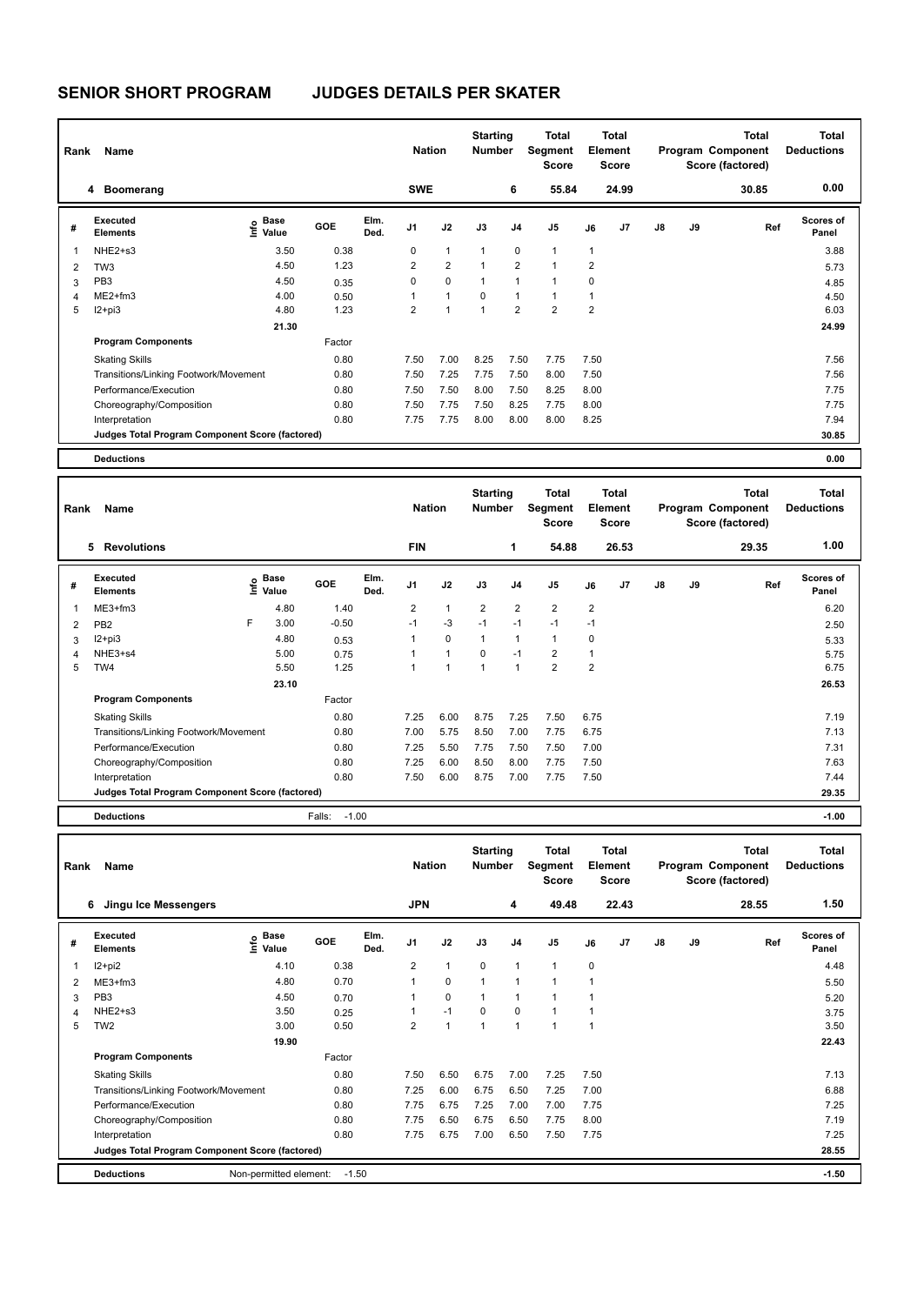# SENIOR SHORT PROGRAM JUDGES DETAILS PER SKATER

| Rank | Name | Nation | Starting Number | Total Segment Score | Total Element Score | Total Program Component Score (factored) | Total Deductions |
|---|---|---|---|---|---|---|---|
| 4 | Boomerang | SWE | 6 | 55.84 | 24.99 | 30.85 | 0.00 |

| # | Executed Elements | Info | Base Value | GOE | Elm. Ded. | J1 | J2 | J3 | J4 | J5 | J6 | J7 | J8 | J9 | Ref | Scores of Panel |
|---|---|---|---|---|---|---|---|---|---|---|---|---|---|---|---|---|
| 1 | NHE2+s3 | | 3.50 | 0.38 | | 0 | 1 | 1 | 0 | 1 | 1 | | | | | 3.88 |
| 2 | TW3 | | 4.50 | 1.23 | | 2 | 2 | 1 | 2 | 1 | 2 | | | | | 5.73 |
| 3 | PB3 | | 4.50 | 0.35 | | 0 | 0 | 1 | 1 | 1 | 0 | | | | | 4.85 |
| 4 | ME2+fm3 | | 4.00 | 0.50 | | 1 | 1 | 0 | 1 | 1 | 1 | | | | | 4.50 |
| 5 | I2+pi3 | | 4.80 | 1.23 | | 2 | 1 | 1 | 2 | 2 | 2 | | | | | 6.03 |
| | | | 21.30 | | | | | | | | | | | | | 24.99 |

| Program Components | Factor | J1 | J2 | J3 | J4 | J5 | J6 | Scores of Panel |
|---|---|---|---|---|---|---|---|---|
| Skating Skills | 0.80 | 7.50 | 7.00 | 8.25 | 7.50 | 7.75 | 7.50 | 7.56 |
| Transitions/Linking Footwork/Movement | 0.80 | 7.50 | 7.25 | 7.75 | 7.50 | 8.00 | 7.50 | 7.56 |
| Performance/Execution | 0.80 | 7.50 | 7.50 | 8.00 | 7.50 | 8.25 | 8.00 | 7.75 |
| Choreography/Composition | 0.80 | 7.50 | 7.75 | 7.50 | 8.25 | 7.75 | 8.00 | 7.75 |
| Interpretation | 0.80 | 7.75 | 7.75 | 8.00 | 8.00 | 8.00 | 8.25 | 7.94 |
| Judges Total Program Component Score (factored) | | | | | | | | 30.85 |

**Deductions** 0.00

| Rank | Name | Nation | Starting Number | Total Segment Score | Total Element Score | Total Program Component Score (factored) | Total Deductions |
|---|---|---|---|---|---|---|---|
| 5 | Revolutions | FIN | 1 | 54.88 | 26.53 | 29.35 | 1.00 |

| # | Executed Elements | Info | Base Value | GOE | Elm. Ded. | J1 | J2 | J3 | J4 | J5 | J6 | J7 | J8 | J9 | Ref | Scores of Panel |
|---|---|---|---|---|---|---|---|---|---|---|---|---|---|---|---|---|
| 1 | ME3+fm3 | | 4.80 | 1.40 | | 2 | 1 | 2 | 2 | 2 | 2 | | | | | 6.20 |
| 2 | PB2 | F | 3.00 | -0.50 | | -1 | -3 | -1 | -1 | -1 | -1 | | | | | 2.50 |
| 3 | I2+pi3 | | 4.80 | 0.53 | | 1 | 0 | 1 | 1 | 1 | 0 | | | | | 5.33 |
| 4 | NHE3+s4 | | 5.00 | 0.75 | | 1 | 1 | 0 | -1 | 2 | 1 | | | | | 5.75 |
| 5 | TW4 | | 5.50 | 1.25 | | 1 | 1 | 1 | 1 | 2 | 2 | | | | | 6.75 |
| | | | 23.10 | | | | | | | | | | | | | 26.53 |

| Program Components | Factor | J1 | J2 | J3 | J4 | J5 | J6 | Scores of Panel |
|---|---|---|---|---|---|---|---|---|
| Skating Skills | 0.80 | 7.25 | 6.00 | 8.75 | 7.25 | 7.50 | 6.75 | 7.19 |
| Transitions/Linking Footwork/Movement | 0.80 | 7.00 | 5.75 | 8.50 | 7.00 | 7.75 | 6.75 | 7.13 |
| Performance/Execution | 0.80 | 7.25 | 5.50 | 7.75 | 7.50 | 7.50 | 7.00 | 7.31 |
| Choreography/Composition | 0.80 | 7.25 | 6.00 | 8.50 | 8.00 | 7.75 | 7.50 | 7.63 |
| Interpretation | 0.80 | 7.50 | 6.00 | 8.75 | 7.00 | 7.75 | 7.50 | 7.44 |
| Judges Total Program Component Score (factored) | | | | | | | | 29.35 |

**Deductions** Falls: -1.00 — -1.00

| Rank | Name | Nation | Starting Number | Total Segment Score | Total Element Score | Total Program Component Score (factored) | Total Deductions |
|---|---|---|---|---|---|---|---|
| 6 | Jingu Ice Messengers | JPN | 4 | 49.48 | 22.43 | 28.55 | 1.50 |

| # | Executed Elements | Info | Base Value | GOE | Elm. Ded. | J1 | J2 | J3 | J4 | J5 | J6 | J7 | J8 | J9 | Ref | Scores of Panel |
|---|---|---|---|---|---|---|---|---|---|---|---|---|---|---|---|---|
| 1 | I2+pi2 | | 4.10 | 0.38 | | 2 | 1 | 0 | 1 | 1 | 0 | | | | | 4.48 |
| 2 | ME3+fm3 | | 4.80 | 0.70 | | 1 | 0 | 1 | 1 | 1 | 1 | | | | | 5.50 |
| 3 | PB3 | | 4.50 | 0.70 | | 1 | 0 | 1 | 1 | 1 | 1 | | | | | 5.20 |
| 4 | NHE2+s3 | | 3.50 | 0.25 | | 1 | -1 | 0 | 0 | 1 | 1 | | | | | 3.75 |
| 5 | TW2 | | 3.00 | 0.50 | | 2 | 1 | 1 | 1 | 1 | 1 | | | | | 3.50 |
| | | | 19.90 | | | | | | | | | | | | | 22.43 |

| Program Components | Factor | J1 | J2 | J3 | J4 | J5 | J6 | Scores of Panel |
|---|---|---|---|---|---|---|---|---|
| Skating Skills | 0.80 | 7.50 | 6.50 | 6.75 | 7.00 | 7.25 | 7.50 | 7.13 |
| Transitions/Linking Footwork/Movement | 0.80 | 7.25 | 6.00 | 6.75 | 6.50 | 7.25 | 7.00 | 6.88 |
| Performance/Execution | 0.80 | 7.75 | 6.75 | 7.25 | 7.00 | 7.00 | 7.75 | 7.25 |
| Choreography/Composition | 0.80 | 7.75 | 6.50 | 6.75 | 6.50 | 7.75 | 8.00 | 7.19 |
| Interpretation | 0.80 | 7.75 | 6.75 | 7.00 | 6.50 | 7.50 | 7.75 | 7.25 |
| Judges Total Program Component Score (factored) | | | | | | | | 28.55 |

**Deductions** Non-permitted element: -1.50 — -1.50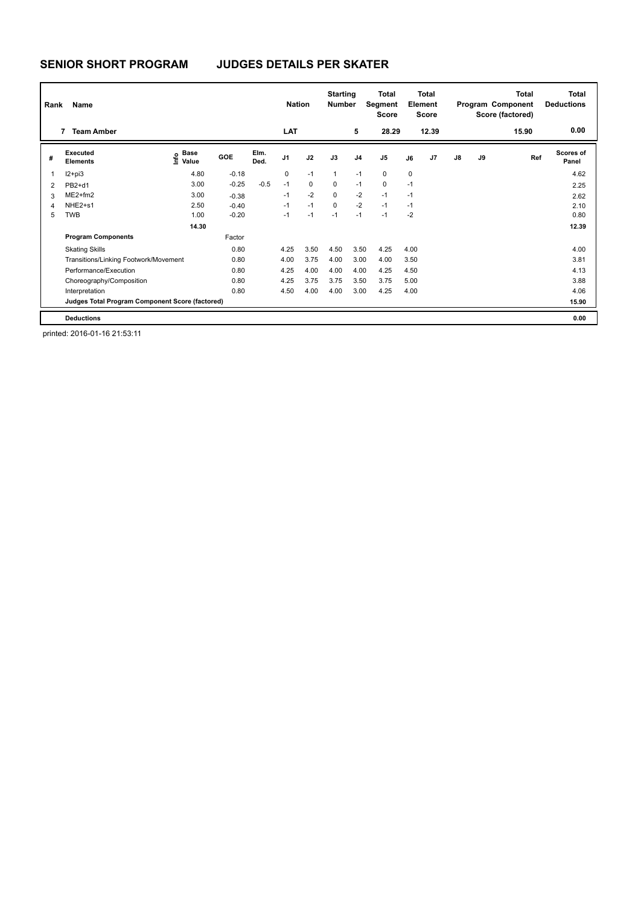# SENIOR SHORT PROGRAM JUDGES DETAILS PER SKATER

| Rank | Name | Nation | Starting Number | Total Segment Score | Total Element Score | Total Program Component Score (factored) | Total Deductions |
|---|---|---|---|---|---|---|---|
| 7 | Team Amber | LAT | 5 | 28.29 | 12.39 | 15.90 | 0.00 |

| # | Executed Elements | Info | Base Value | GOE | Elm. Ded. | J1 | J2 | J3 | J4 | J5 | J6 | J7 | J8 | J9 | Ref | Scores of Panel |
|---|---|---|---|---|---|---|---|---|---|---|---|---|---|---|---|---|
| 1 | I2+pi3 | | 4.80 | -0.18 | | 0 | -1 | 1 | -1 | 0 | 0 | | | | | 4.62 |
| 2 | PB2+d1 | | 3.00 | -0.25 | -0.5 | -1 | 0 | 0 | -1 | 0 | -1 | | | | | 2.25 |
| 3 | ME2+fm2 | | 3.00 | -0.38 | | -1 | -2 | 0 | -2 | -1 | -1 | | | | | 2.62 |
| 4 | NHE2+s1 | | 2.50 | -0.40 | | -1 | -1 | 0 | -2 | -1 | -1 | | | | | 2.10 |
| 5 | TWB | | 1.00 | -0.20 | | -1 | -1 | -1 | -1 | -1 | -2 | | | | | 0.80 |
| | | | 14.30 | | | | | | | | | | | | | 12.39 |
| | **Program Components** | | | Factor | | | | | | | | | | | | |
| | Skating Skills | | | 0.80 | | 4.25 | 3.50 | 4.50 | 3.50 | 4.25 | 4.00 | | | | | 4.00 |
| | Transitions/Linking Footwork/Movement | | | 0.80 | | 4.00 | 3.75 | 4.00 | 3.00 | 4.00 | 3.50 | | | | | 3.81 |
| | Performance/Execution | | | 0.80 | | 4.25 | 4.00 | 4.00 | 4.00 | 4.25 | 4.50 | | | | | 4.13 |
| | Choreography/Composition | | | 0.80 | | 4.25 | 3.75 | 3.75 | 3.50 | 3.75 | 5.00 | | | | | 3.88 |
| | Interpretation | | | 0.80 | | 4.50 | 4.00 | 4.00 | 3.00 | 4.25 | 4.00 | | | | | 4.06 |
| | **Judges Total Program Component Score (factored)** | | | | | | | | | | | | | | | 15.90 |
| | **Deductions** | | | | | | | | | | | | | | | 0.00 |

printed: 2016-01-16 21:53:11